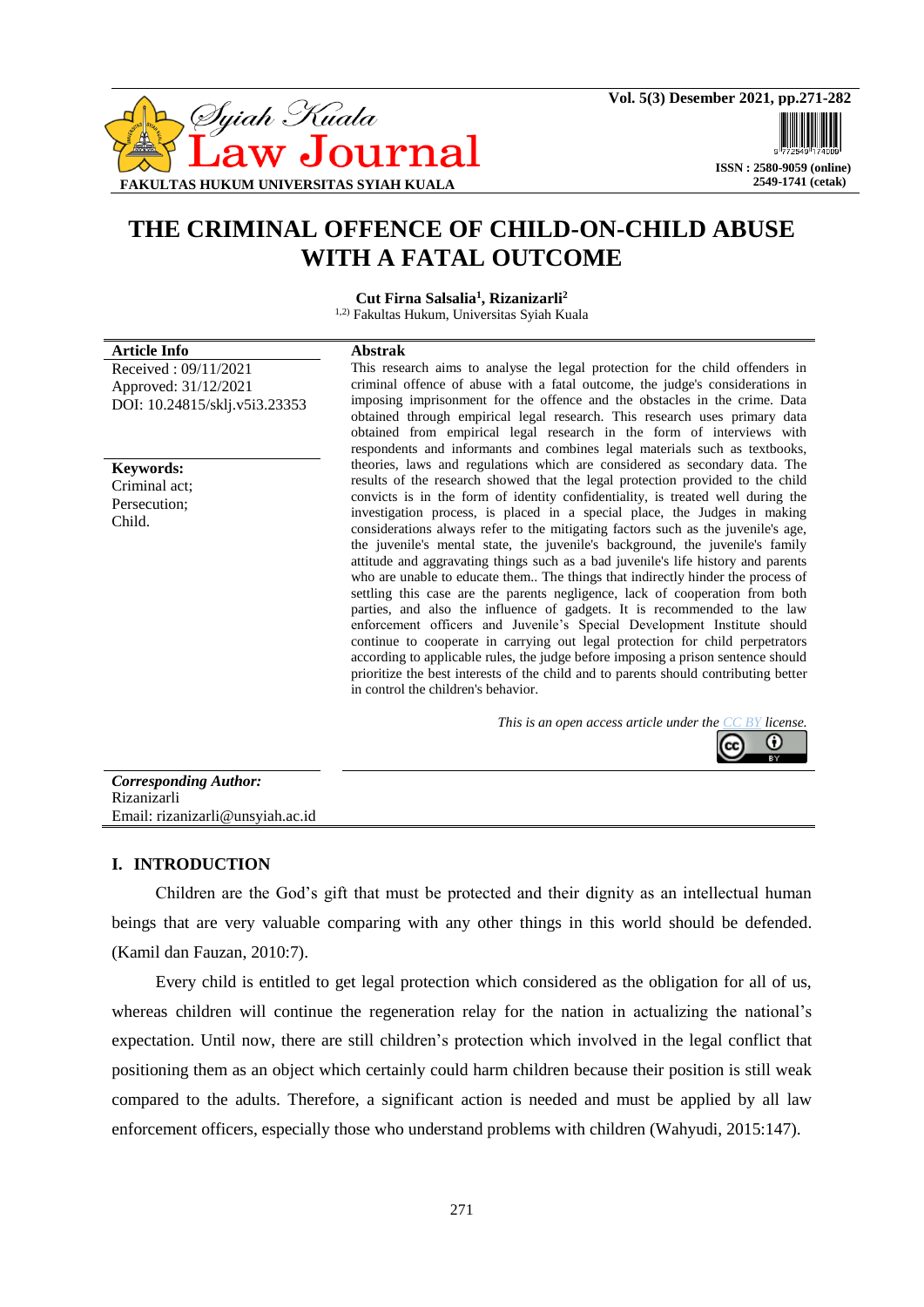# THE CRIMINAL OFFENCE OF CHILD-ON-CHILD ABUSE WITH A FATAL OUTCOME

**Cut Firna Salsalia[1], Rizanizarli[2]**

[1,2] Fakultas Hukum, Universitas Syiah Kuala

**Article Info**

Received : 09/11/2021
Approved: 31/12/2021
DOI: 10.24815/sklj.v5i3.23353

**Keywords:**
Criminal act;
Persecution;
Child.

**Abstrak**

This research aims to analyse the legal protection for the child offenders in criminal offence of abuse with a fatal outcome, the judge's considerations in imposing imprisonment for the offence and the obstacles in the crime. Data obtained through empirical legal research. This research uses primary data obtained from empirical legal research in the form of interviews with respondents and informants and combines legal materials such as textbooks, theories, laws and regulations which are considered as secondary data. The results of the research showed that the legal protection provided to the child convicts is in the form of identity confidentiality, is treated well during the investigation process, is placed in a special place, the Judges in making considerations always refer to the mitigating factors such as the juvenile's age, the juvenile's mental state, the juvenile's background, the juvenile's family attitude and aggravating things such as a bad juvenile's life history and parents who are unable to educate them.. The things that indirectly hinder the process of settling this case are the parents negligence, lack of cooperation from both parties, and also the influence of gadgets. It is recommended to the law enforcement officers and Juvenile's Special Development Institute should continue to cooperate in carrying out legal protection for child perpetrators according to applicable rules, the judge before imposing a prison sentence should prioritize the best interests of the child and to parents should contributing better in control the children's behavior.

*This is an open access article under the CC BY license.*

***Corresponding Author:***
Rizanizarli
Email: rizanizarli@unsyiah.ac.id

## I. INTRODUCTION

Children are the God's gift that must be protected and their dignity as an intellectual human beings that are very valuable comparing with any other things in this world should be defended. (Kamil dan Fauzan, 2010:7).

Every child is entitled to get legal protection which considered as the obligation for all of us, whereas children will continue the regeneration relay for the nation in actualizing the national's expectation. Until now, there are still children's protection which involved in the legal conflict that positioning them as an object which certainly could harm children because their position is still weak compared to the adults. Therefore, a significant action is needed and must be applied by all law enforcement officers, especially those who understand problems with children (Wahyudi, 2015:147).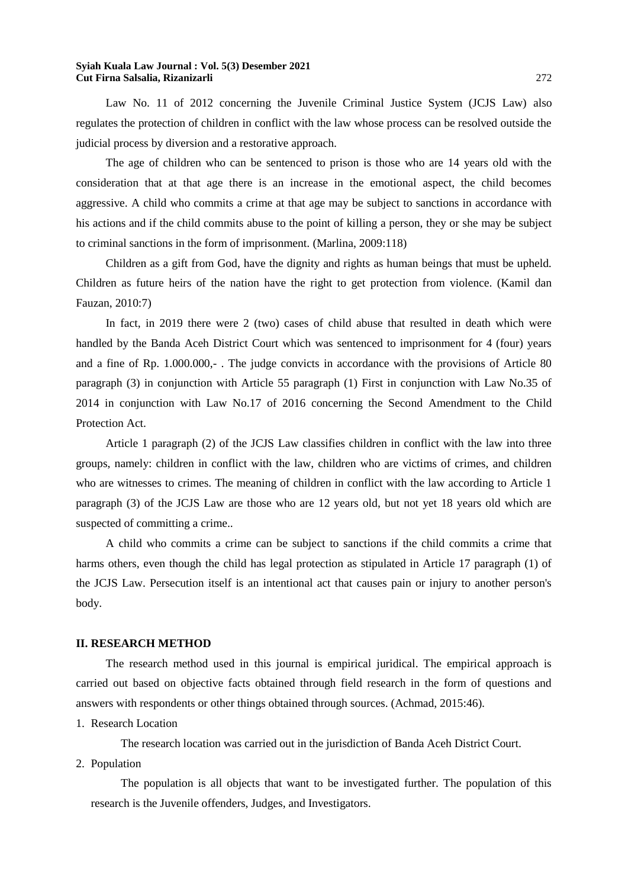Law No. 11 of 2012 concerning the Juvenile Criminal Justice System (JCJS Law) also regulates the protection of children in conflict with the law whose process can be resolved outside the judicial process by diversion and a restorative approach.

The age of children who can be sentenced to prison is those who are 14 years old with the consideration that at that age there is an increase in the emotional aspect, the child becomes aggressive. A child who commits a crime at that age may be subject to sanctions in accordance with his actions and if the child commits abuse to the point of killing a person, they or she may be subject to criminal sanctions in the form of imprisonment. (Marlina, 2009:118)

Children as a gift from God, have the dignity and rights as human beings that must be upheld. Children as future heirs of the nation have the right to get protection from violence. (Kamil dan Fauzan, 2010:7)

In fact, in 2019 there were 2 (two) cases of child abuse that resulted in death which were handled by the Banda Aceh District Court which was sentenced to imprisonment for 4 (four) years and a fine of Rp. 1.000.000,- . The judge convicts in accordance with the provisions of Article 80 paragraph (3) in conjunction with Article 55 paragraph (1) First in conjunction with Law No.35 of 2014 in conjunction with Law No.17 of 2016 concerning the Second Amendment to the Child Protection Act.

Article 1 paragraph (2) of the JCJS Law classifies children in conflict with the law into three groups, namely: children in conflict with the law, children who are victims of crimes, and children who are witnesses to crimes. The meaning of children in conflict with the law according to Article 1 paragraph (3) of the JCJS Law are those who are 12 years old, but not yet 18 years old which are suspected of committing a crime..

A child who commits a crime can be subject to sanctions if the child commits a crime that harms others, even though the child has legal protection as stipulated in Article 17 paragraph (1) of the JCJS Law. Persecution itself is an intentional act that causes pain or injury to another person's body.

## II. RESEARCH METHOD

The research method used in this journal is empirical juridical. The empirical approach is carried out based on objective facts obtained through field research in the form of questions and answers with respondents or other things obtained through sources. (Achmad, 2015:46).

1. Research Location

   The research location was carried out in the jurisdiction of Banda Aceh District Court.

2. Population

   The population is all objects that want to be investigated further. The population of this research is the Juvenile offenders, Judges, and Investigators.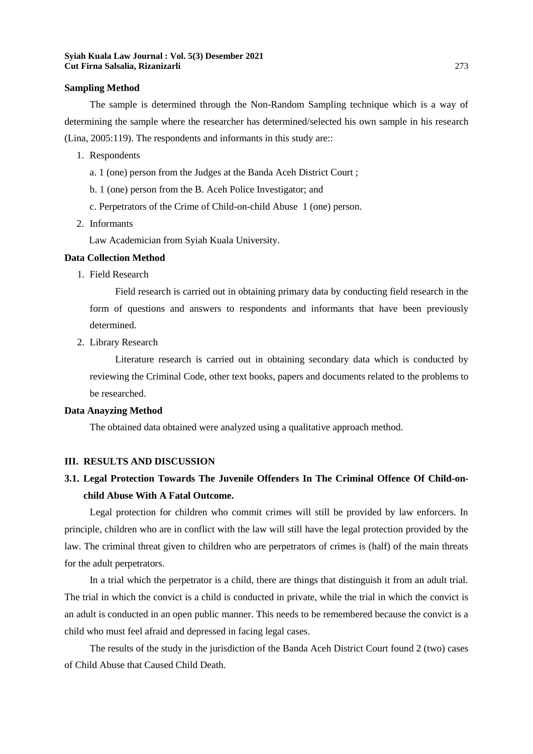**Sampling Method**

The sample is determined through the Non-Random Sampling technique which is a way of determining the sample where the researcher has determined/selected his own sample in his research (Lina, 2005:119). The respondents and informants in this study are::

1. Respondents

   a. 1 (one) person from the Judges at the Banda Aceh District Court ;

   b. 1 (one) person from the B. Aceh Police Investigator; and

   c. Perpetrators of the Crime of Child-on-child Abuse 1 (one) person.

2. Informants

   Law Academician from Syiah Kuala University.

**Data Collection Method**

1. Field Research

   Field research is carried out in obtaining primary data by conducting field research in the form of questions and answers to respondents and informants that have been previously determined.

2. Library Research

   Literature research is carried out in obtaining secondary data which is conducted by reviewing the Criminal Code, other text books, papers and documents related to the problems to be researched.

**Data Anayzing Method**

The obtained data obtained were analyzed using a qualitative approach method.

## III. RESULTS AND DISCUSSION

### 3.1. Legal Protection Towards The Juvenile Offenders In The Criminal Offence Of Child-on-child Abuse With A Fatal Outcome.

Legal protection for children who commit crimes will still be provided by law enforcers. In principle, children who are in conflict with the law will still have the legal protection provided by the law. The criminal threat given to children who are perpetrators of crimes is (half) of the main threats for the adult perpetrators.

In a trial which the perpetrator is a child, there are things that distinguish it from an adult trial. The trial in which the convict is a child is conducted in private, while the trial in which the convict is an adult is conducted in an open public manner. This needs to be remembered because the convict is a child who must feel afraid and depressed in facing legal cases.

The results of the study in the jurisdiction of the Banda Aceh District Court found 2 (two) cases of Child Abuse that Caused Child Death.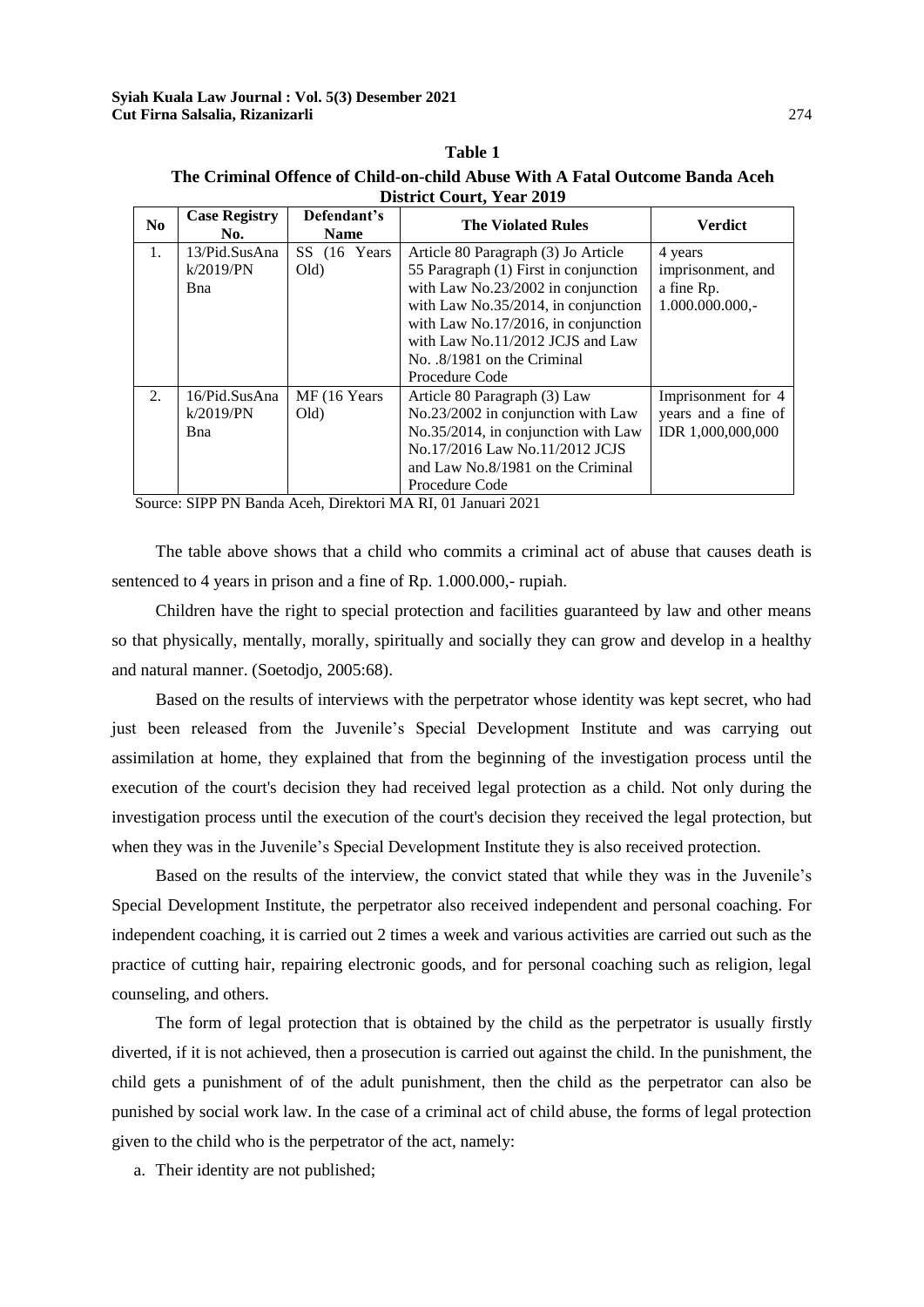**Table 1**

**The Criminal Offence of Child-on-child Abuse With A Fatal Outcome Banda Aceh District Court, Year 2019**

| No | Case Registry No. | Defendant's Name | The Violated Rules | Verdict |
|---|---|---|---|---|
| 1. | 13/Pid.SusAnak/2019/PN Bna | SS (16 Years Old) | Article 80 Paragraph (3) Jo Article 55 Paragraph (1) First in conjunction with Law No.23/2002 in conjunction with Law No.35/2014, in conjunction with Law No.17/2016, in conjunction with Law No.11/2012 JCJS and Law No. .8/1981 on the Criminal Procedure Code | 4 years imprisonment, and a fine Rp. 1.000.000.000,- |
| 2. | 16/Pid.SusAnak/2019/PN Bna | MF (16 Years Old) | Article 80 Paragraph (3) Law No.23/2002 in conjunction with Law No.35/2014, in conjunction with Law No.17/2016 Law No.11/2012 JCJS and Law No.8/1981 on the Criminal Procedure Code | Imprisonment for 4 years and a fine of IDR 1,000,000,000 |

Source: SIPP PN Banda Aceh, Direktori MA RI, 01 Januari 2021

The table above shows that a child who commits a criminal act of abuse that causes death is sentenced to 4 years in prison and a fine of Rp. 1.000.000,- rupiah.

Children have the right to special protection and facilities guaranteed by law and other means so that physically, mentally, morally, spiritually and socially they can grow and develop in a healthy and natural manner. (Soetodjo, 2005:68).

Based on the results of interviews with the perpetrator whose identity was kept secret, who had just been released from the Juvenile's Special Development Institute and was carrying out assimilation at home, they explained that from the beginning of the investigation process until the execution of the court's decision they had received legal protection as a child. Not only during the investigation process until the execution of the court's decision they received the legal protection, but when they was in the Juvenile's Special Development Institute they is also received protection.

Based on the results of the interview, the convict stated that while they was in the Juvenile's Special Development Institute, the perpetrator also received independent and personal coaching. For independent coaching, it is carried out 2 times a week and various activities are carried out such as the practice of cutting hair, repairing electronic goods, and for personal coaching such as religion, legal counseling, and others.

The form of legal protection that is obtained by the child as the perpetrator is usually firstly diverted, if it is not achieved, then a prosecution is carried out against the child. In the punishment, the child gets a punishment of of the adult punishment, then the child as the perpetrator can also be punished by social work law. In the case of a criminal act of child abuse, the forms of legal protection given to the child who is the perpetrator of the act, namely:

a. Their identity are not published;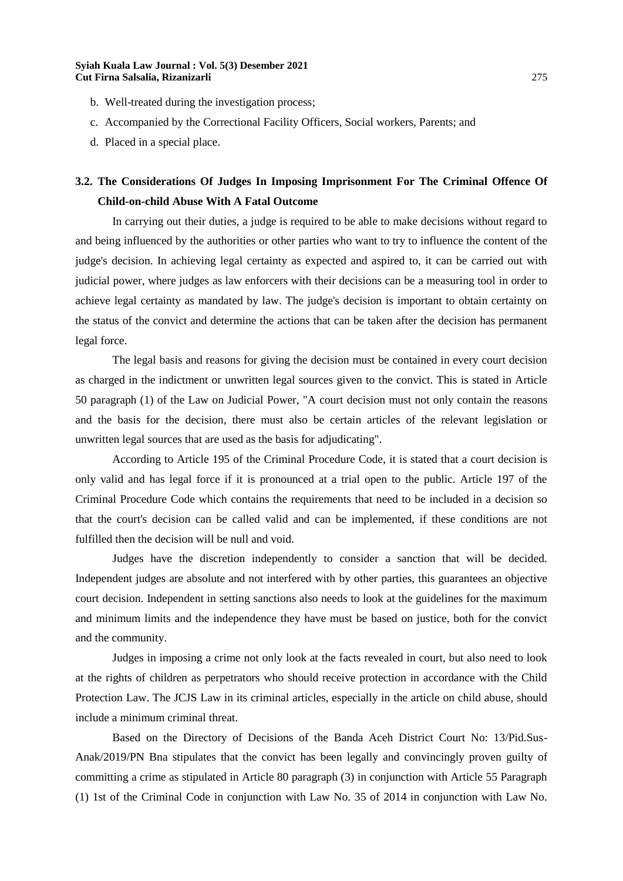b. Well-treated during the investigation process;

c. Accompanied by the Correctional Facility Officers, Social workers, Parents; and

d. Placed in a special place.

### 3.2. The Considerations Of Judges In Imposing Imprisonment For The Criminal Offence Of Child-on-child Abuse With A Fatal Outcome

In carrying out their duties, a judge is required to be able to make decisions without regard to and being influenced by the authorities or other parties who want to try to influence the content of the judge's decision. In achieving legal certainty as expected and aspired to, it can be carried out with judicial power, where judges as law enforcers with their decisions can be a measuring tool in order to achieve legal certainty as mandated by law. The judge's decision is important to obtain certainty on the status of the convict and determine the actions that can be taken after the decision has permanent legal force.

The legal basis and reasons for giving the decision must be contained in every court decision as charged in the indictment or unwritten legal sources given to the convict. This is stated in Article 50 paragraph (1) of the Law on Judicial Power, "A court decision must not only contain the reasons and the basis for the decision, there must also be certain articles of the relevant legislation or unwritten legal sources that are used as the basis for adjudicating".

According to Article 195 of the Criminal Procedure Code, it is stated that a court decision is only valid and has legal force if it is pronounced at a trial open to the public. Article 197 of the Criminal Procedure Code which contains the requirements that need to be included in a decision so that the court's decision can be called valid and can be implemented, if these conditions are not fulfilled then the decision will be null and void.

Judges have the discretion independently to consider a sanction that will be decided. Independent judges are absolute and not interfered with by other parties, this guarantees an objective court decision. Independent in setting sanctions also needs to look at the guidelines for the maximum and minimum limits and the independence they have must be based on justice, both for the convict and the community.

Judges in imposing a crime not only look at the facts revealed in court, but also need to look at the rights of children as perpetrators who should receive protection in accordance with the Child Protection Law. The JCJS Law in its criminal articles, especially in the article on child abuse, should include a minimum criminal threat.

Based on the Directory of Decisions of the Banda Aceh District Court No: 13/Pid.Sus-Anak/2019/PN Bna stipulates that the convict has been legally and convincingly proven guilty of committing a crime as stipulated in Article 80 paragraph (3) in conjunction with Article 55 Paragraph (1) 1st of the Criminal Code in conjunction with Law No. 35 of 2014 in conjunction with Law No.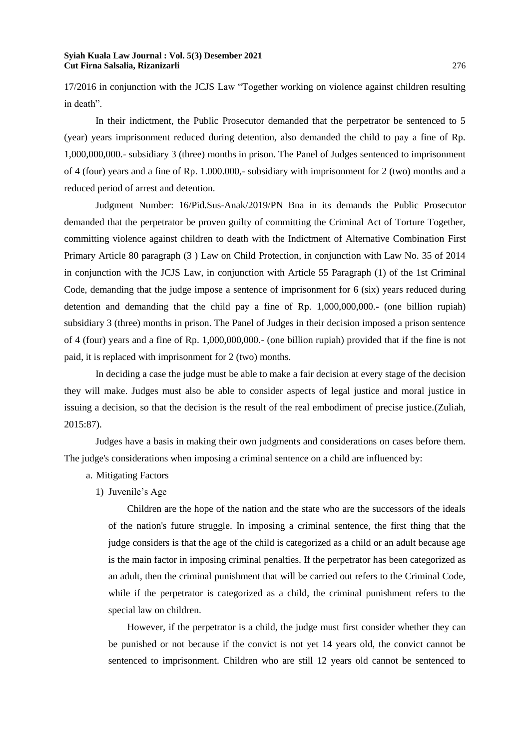17/2016 in conjunction with the JCJS Law "Together working on violence against children resulting in death".

In their indictment, the Public Prosecutor demanded that the perpetrator be sentenced to 5 (year) years imprisonment reduced during detention, also demanded the child to pay a fine of Rp. 1,000,000,000.- subsidiary 3 (three) months in prison. The Panel of Judges sentenced to imprisonment of 4 (four) years and a fine of Rp. 1.000.000,- subsidiary with imprisonment for 2 (two) months and a reduced period of arrest and detention.

Judgment Number: 16/Pid.Sus-Anak/2019/PN Bna in its demands the Public Prosecutor demanded that the perpetrator be proven guilty of committing the Criminal Act of Torture Together, committing violence against children to death with the Indictment of Alternative Combination First Primary Article 80 paragraph (3 ) Law on Child Protection, in conjunction with Law No. 35 of 2014 in conjunction with the JCJS Law, in conjunction with Article 55 Paragraph (1) of the 1st Criminal Code, demanding that the judge impose a sentence of imprisonment for 6 (six) years reduced during detention and demanding that the child pay a fine of Rp. 1,000,000,000.- (one billion rupiah) subsidiary 3 (three) months in prison. The Panel of Judges in their decision imposed a prison sentence of 4 (four) years and a fine of Rp. 1,000,000,000.- (one billion rupiah) provided that if the fine is not paid, it is replaced with imprisonment for 2 (two) months.

In deciding a case the judge must be able to make a fair decision at every stage of the decision they will make. Judges must also be able to consider aspects of legal justice and moral justice in issuing a decision, so that the decision is the result of the real embodiment of precise justice.(Zuliah, 2015:87).

Judges have a basis in making their own judgments and considerations on cases before them. The judge's considerations when imposing a criminal sentence on a child are influenced by:

a. Mitigating Factors

1) Juvenile's Age

Children are the hope of the nation and the state who are the successors of the ideals of the nation's future struggle. In imposing a criminal sentence, the first thing that the judge considers is that the age of the child is categorized as a child or an adult because age is the main factor in imposing criminal penalties. If the perpetrator has been categorized as an adult, then the criminal punishment that will be carried out refers to the Criminal Code, while if the perpetrator is categorized as a child, the criminal punishment refers to the special law on children.

However, if the perpetrator is a child, the judge must first consider whether they can be punished or not because if the convict is not yet 14 years old, the convict cannot be sentenced to imprisonment. Children who are still 12 years old cannot be sentenced to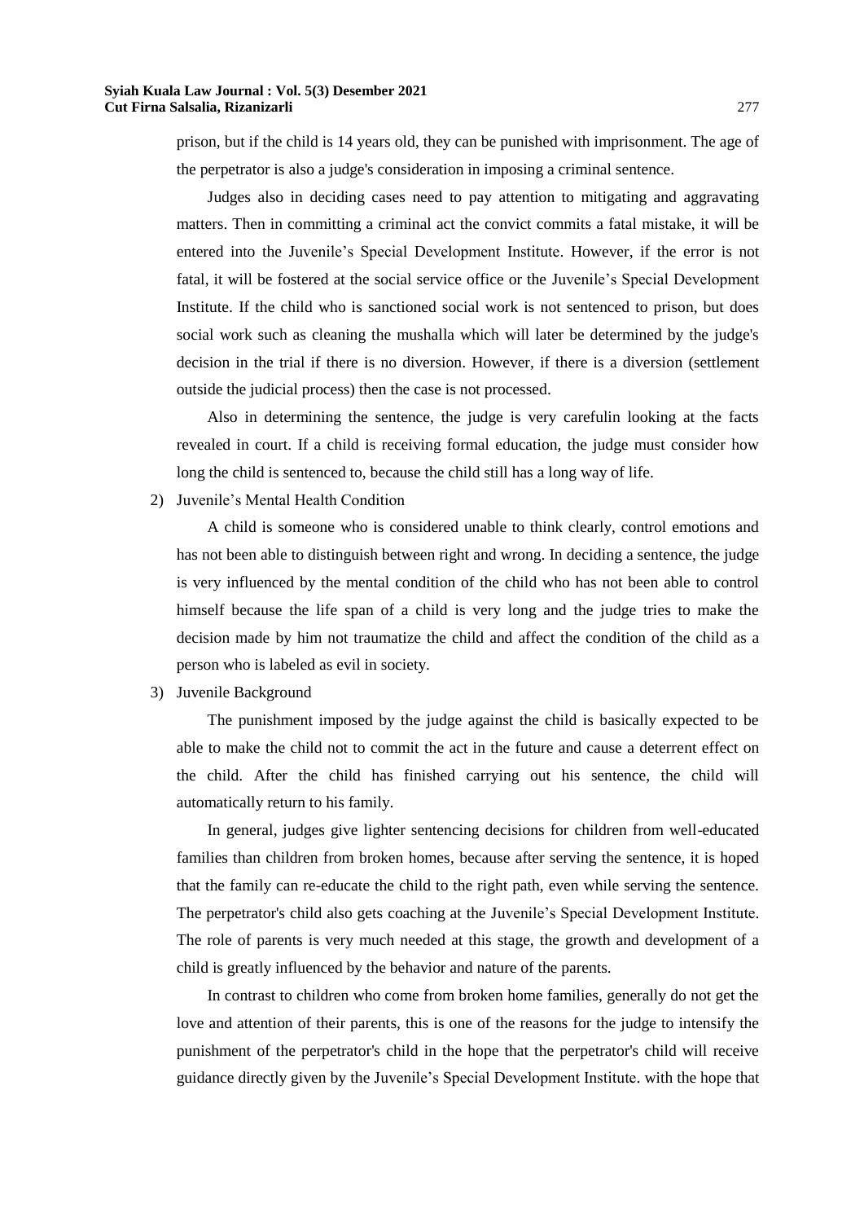prison, but if the child is 14 years old, they can be punished with imprisonment. The age of the perpetrator is also a judge's consideration in imposing a criminal sentence.

Judges also in deciding cases need to pay attention to mitigating and aggravating matters. Then in committing a criminal act the convict commits a fatal mistake, it will be entered into the Juvenile's Special Development Institute. However, if the error is not fatal, it will be fostered at the social service office or the Juvenile's Special Development Institute. If the child who is sanctioned social work is not sentenced to prison, but does social work such as cleaning the mushalla which will later be determined by the judge's decision in the trial if there is no diversion. However, if there is a diversion (settlement outside the judicial process) then the case is not processed.

Also in determining the sentence, the judge is very carefulin looking at the facts revealed in court. If a child is receiving formal education, the judge must consider how long the child is sentenced to, because the child still has a long way of life.

2) Juvenile's Mental Health Condition

A child is someone who is considered unable to think clearly, control emotions and has not been able to distinguish between right and wrong. In deciding a sentence, the judge is very influenced by the mental condition of the child who has not been able to control himself because the life span of a child is very long and the judge tries to make the decision made by him not traumatize the child and affect the condition of the child as a person who is labeled as evil in society.

3) Juvenile Background

The punishment imposed by the judge against the child is basically expected to be able to make the child not to commit the act in the future and cause a deterrent effect on the child. After the child has finished carrying out his sentence, the child will automatically return to his family.

In general, judges give lighter sentencing decisions for children from well-educated families than children from broken homes, because after serving the sentence, it is hoped that the family can re-educate the child to the right path, even while serving the sentence. The perpetrator's child also gets coaching at the Juvenile's Special Development Institute. The role of parents is very much needed at this stage, the growth and development of a child is greatly influenced by the behavior and nature of the parents.

In contrast to children who come from broken home families, generally do not get the love and attention of their parents, this is one of the reasons for the judge to intensify the punishment of the perpetrator's child in the hope that the perpetrator's child will receive guidance directly given by the Juvenile's Special Development Institute. with the hope that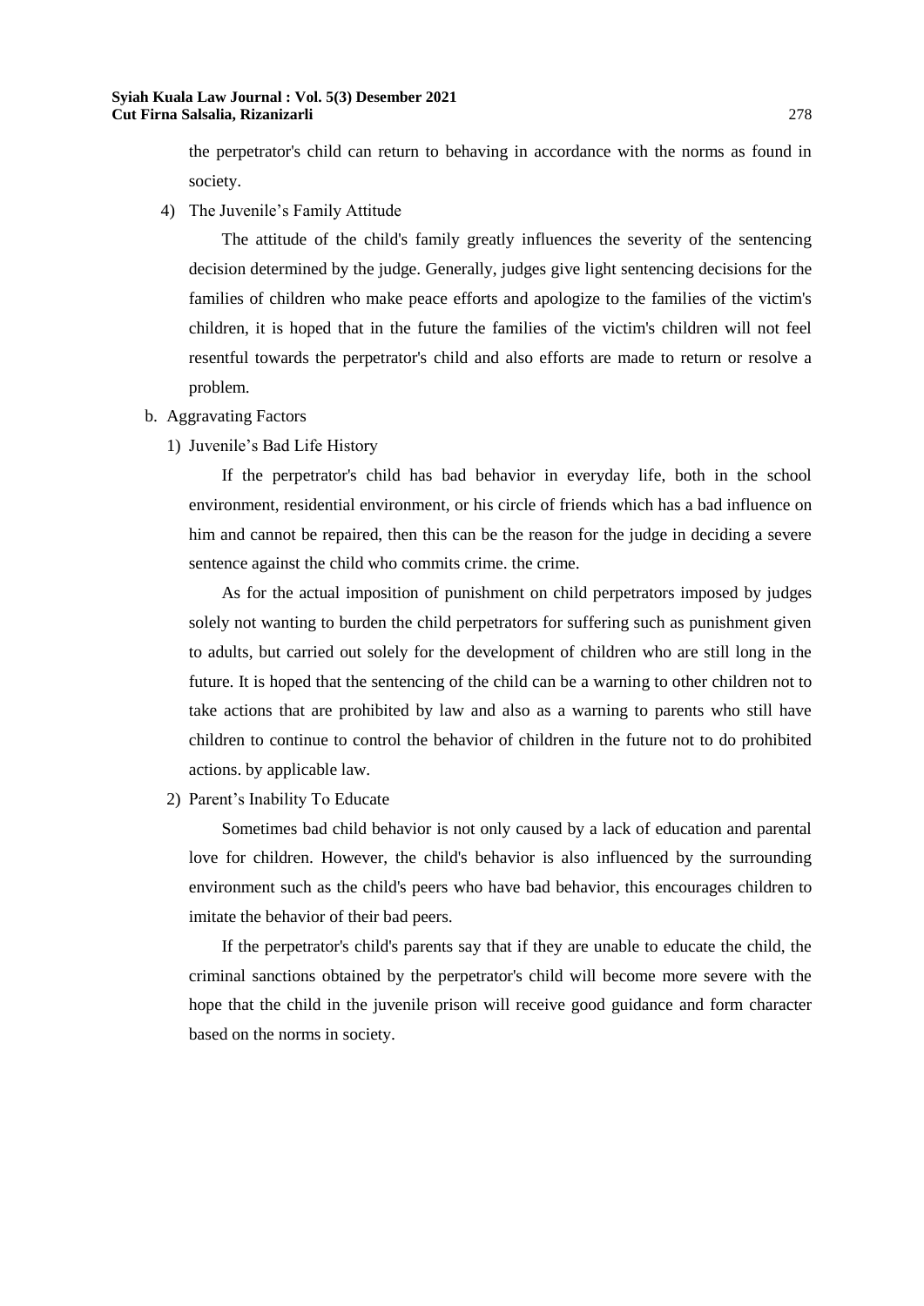the perpetrator's child can return to behaving in accordance with the norms as found in society.

4) The Juvenile's Family Attitude

The attitude of the child's family greatly influences the severity of the sentencing decision determined by the judge. Generally, judges give light sentencing decisions for the families of children who make peace efforts and apologize to the families of the victim's children, it is hoped that in the future the families of the victim's children will not feel resentful towards the perpetrator's child and also efforts are made to return or resolve a problem.

b. Aggravating Factors

1) Juvenile's Bad Life History

If the perpetrator's child has bad behavior in everyday life, both in the school environment, residential environment, or his circle of friends which has a bad influence on him and cannot be repaired, then this can be the reason for the judge in deciding a severe sentence against the child who commits crime. the crime.

As for the actual imposition of punishment on child perpetrators imposed by judges solely not wanting to burden the child perpetrators for suffering such as punishment given to adults, but carried out solely for the development of children who are still long in the future. It is hoped that the sentencing of the child can be a warning to other children not to take actions that are prohibited by law and also as a warning to parents who still have children to continue to control the behavior of children in the future not to do prohibited actions. by applicable law.

2) Parent's Inability To Educate

Sometimes bad child behavior is not only caused by a lack of education and parental love for children. However, the child's behavior is also influenced by the surrounding environment such as the child's peers who have bad behavior, this encourages children to imitate the behavior of their bad peers.

If the perpetrator's child's parents say that if they are unable to educate the child, the criminal sanctions obtained by the perpetrator's child will become more severe with the hope that the child in the juvenile prison will receive good guidance and form character based on the norms in society.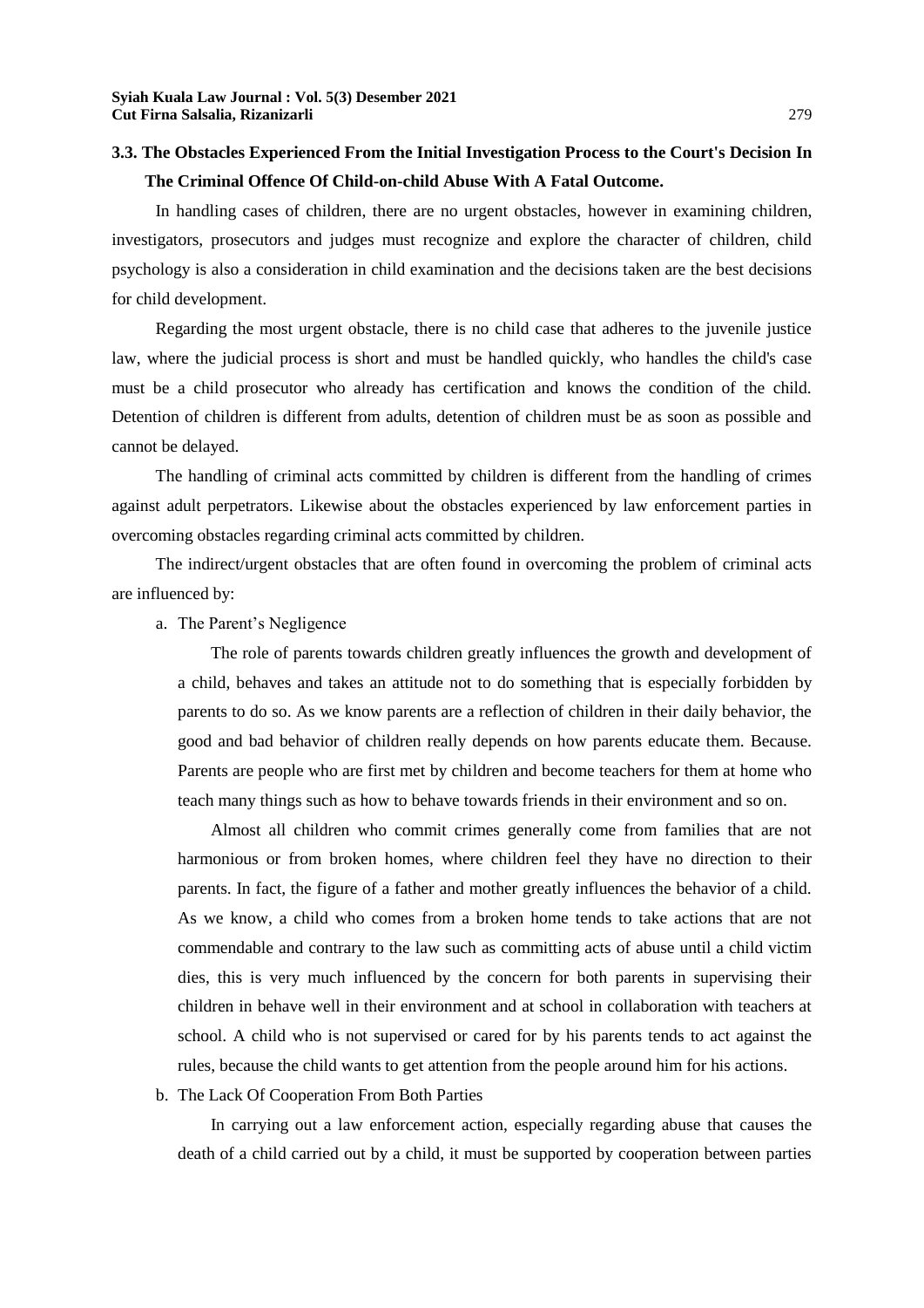### 3.3. The Obstacles Experienced From the Initial Investigation Process to the Court's Decision In The Criminal Offence Of Child-on-child Abuse With A Fatal Outcome.

In handling cases of children, there are no urgent obstacles, however in examining children, investigators, prosecutors and judges must recognize and explore the character of children, child psychology is also a consideration in child examination and the decisions taken are the best decisions for child development.

Regarding the most urgent obstacle, there is no child case that adheres to the juvenile justice law, where the judicial process is short and must be handled quickly, who handles the child's case must be a child prosecutor who already has certification and knows the condition of the child. Detention of children is different from adults, detention of children must be as soon as possible and cannot be delayed.

The handling of criminal acts committed by children is different from the handling of crimes against adult perpetrators. Likewise about the obstacles experienced by law enforcement parties in overcoming obstacles regarding criminal acts committed by children.

The indirect/urgent obstacles that are often found in overcoming the problem of criminal acts are influenced by:

a. The Parent's Negligence

   The role of parents towards children greatly influences the growth and development of a child, behaves and takes an attitude not to do something that is especially forbidden by parents to do so. As we know parents are a reflection of children in their daily behavior, the good and bad behavior of children really depends on how parents educate them. Because. Parents are people who are first met by children and become teachers for them at home who teach many things such as how to behave towards friends in their environment and so on.

   Almost all children who commit crimes generally come from families that are not harmonious or from broken homes, where children feel they have no direction to their parents. In fact, the figure of a father and mother greatly influences the behavior of a child. As we know, a child who comes from a broken home tends to take actions that are not commendable and contrary to the law such as committing acts of abuse until a child victim dies, this is very much influenced by the concern for both parents in supervising their children in behave well in their environment and at school in collaboration with teachers at school. A child who is not supervised or cared for by his parents tends to act against the rules, because the child wants to get attention from the people around him for his actions.

b. The Lack Of Cooperation From Both Parties

   In carrying out a law enforcement action, especially regarding abuse that causes the death of a child carried out by a child, it must be supported by cooperation between parties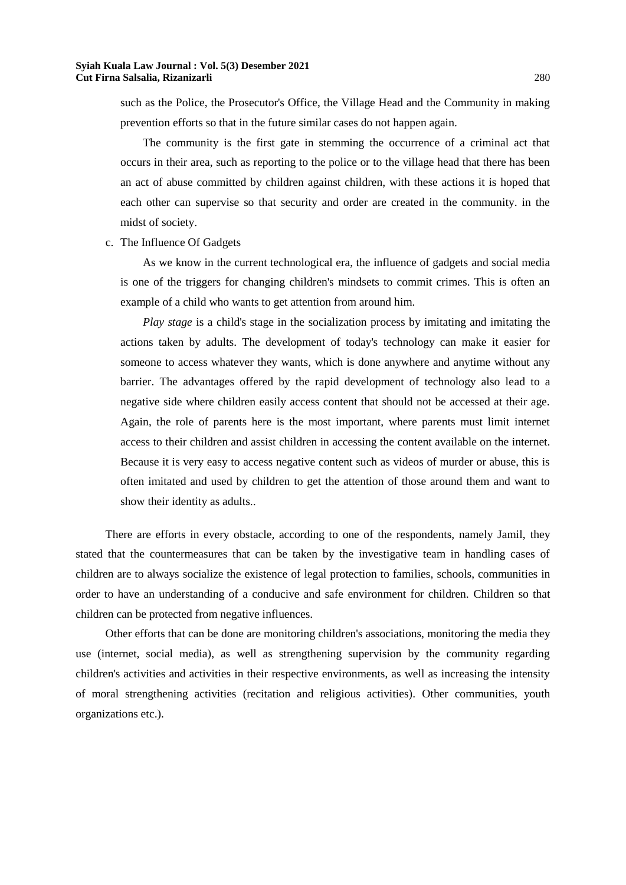such as the Police, the Prosecutor's Office, the Village Head and the Community in making prevention efforts so that in the future similar cases do not happen again.

The community is the first gate in stemming the occurrence of a criminal act that occurs in their area, such as reporting to the police or to the village head that there has been an act of abuse committed by children against children, with these actions it is hoped that each other can supervise so that security and order are created in the community. in the midst of society.

c. The Influence Of Gadgets

As we know in the current technological era, the influence of gadgets and social media is one of the triggers for changing children's mindsets to commit crimes. This is often an example of a child who wants to get attention from around him.

*Play stage* is a child's stage in the socialization process by imitating and imitating the actions taken by adults. The development of today's technology can make it easier for someone to access whatever they wants, which is done anywhere and anytime without any barrier. The advantages offered by the rapid development of technology also lead to a negative side where children easily access content that should not be accessed at their age. Again, the role of parents here is the most important, where parents must limit internet access to their children and assist children in accessing the content available on the internet. Because it is very easy to access negative content such as videos of murder or abuse, this is often imitated and used by children to get the attention of those around them and want to show their identity as adults..

There are efforts in every obstacle, according to one of the respondents, namely Jamil, they stated that the countermeasures that can be taken by the investigative team in handling cases of children are to always socialize the existence of legal protection to families, schools, communities in order to have an understanding of a conducive and safe environment for children. Children so that children can be protected from negative influences.

Other efforts that can be done are monitoring children's associations, monitoring the media they use (internet, social media), as well as strengthening supervision by the community regarding children's activities and activities in their respective environments, as well as increasing the intensity of moral strengthening activities (recitation and religious activities). Other communities, youth organizations etc.).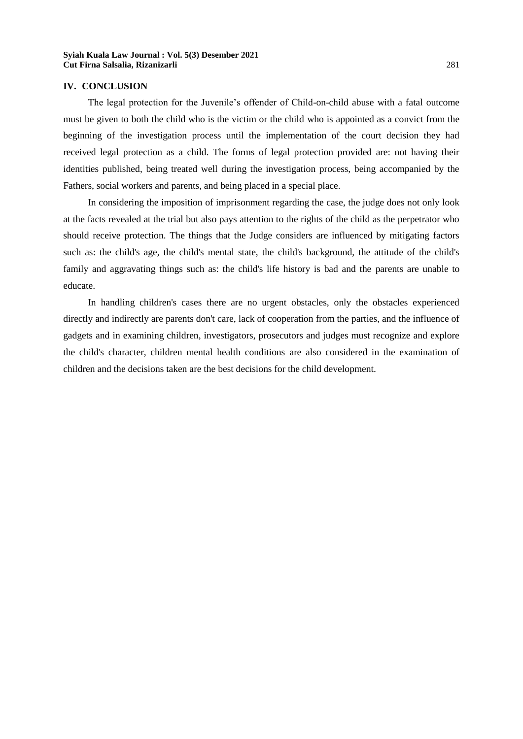## IV. CONCLUSION

The legal protection for the Juvenile's offender of Child-on-child abuse with a fatal outcome must be given to both the child who is the victim or the child who is appointed as a convict from the beginning of the investigation process until the implementation of the court decision they had received legal protection as a child. The forms of legal protection provided are: not having their identities published, being treated well during the investigation process, being accompanied by the Fathers, social workers and parents, and being placed in a special place.

In considering the imposition of imprisonment regarding the case, the judge does not only look at the facts revealed at the trial but also pays attention to the rights of the child as the perpetrator who should receive protection. The things that the Judge considers are influenced by mitigating factors such as: the child's age, the child's mental state, the child's background, the attitude of the child's family and aggravating things such as: the child's life history is bad and the parents are unable to educate.

In handling children's cases there are no urgent obstacles, only the obstacles experienced directly and indirectly are parents don't care, lack of cooperation from the parties, and the influence of gadgets and in examining children, investigators, prosecutors and judges must recognize and explore the child's character, children mental health conditions are also considered in the examination of children and the decisions taken are the best decisions for the child development.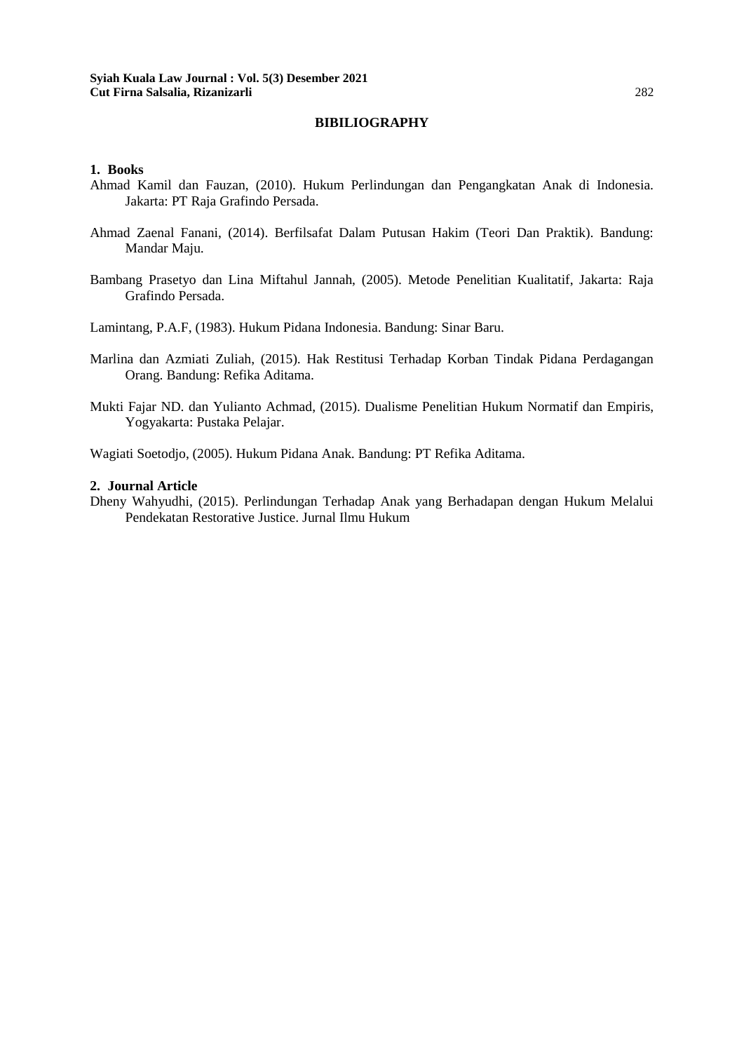# BIBILIOGRAPHY

## 1. Books

Ahmad Kamil dan Fauzan, (2010). Hukum Perlindungan dan Pengangkatan Anak di Indonesia. Jakarta: PT Raja Grafindo Persada.

Ahmad Zaenal Fanani, (2014). Berfilsafat Dalam Putusan Hakim (Teori Dan Praktik). Bandung: Mandar Maju.

Bambang Prasetyo dan Lina Miftahul Jannah, (2005). Metode Penelitian Kualitatif, Jakarta: Raja Grafindo Persada.

Lamintang, P.A.F, (1983). Hukum Pidana Indonesia. Bandung: Sinar Baru.

Marlina dan Azmiati Zuliah, (2015). Hak Restitusi Terhadap Korban Tindak Pidana Perdagangan Orang. Bandung: Refika Aditama.

Mukti Fajar ND. dan Yulianto Achmad, (2015). Dualisme Penelitian Hukum Normatif dan Empiris, Yogyakarta: Pustaka Pelajar.

Wagiati Soetodjo, (2005). Hukum Pidana Anak. Bandung: PT Refika Aditama.

## 2. Journal Article

Dheny Wahyudhi, (2015). Perlindungan Terhadap Anak yang Berhadapan dengan Hukum Melalui Pendekatan Restorative Justice. Jurnal Ilmu Hukum